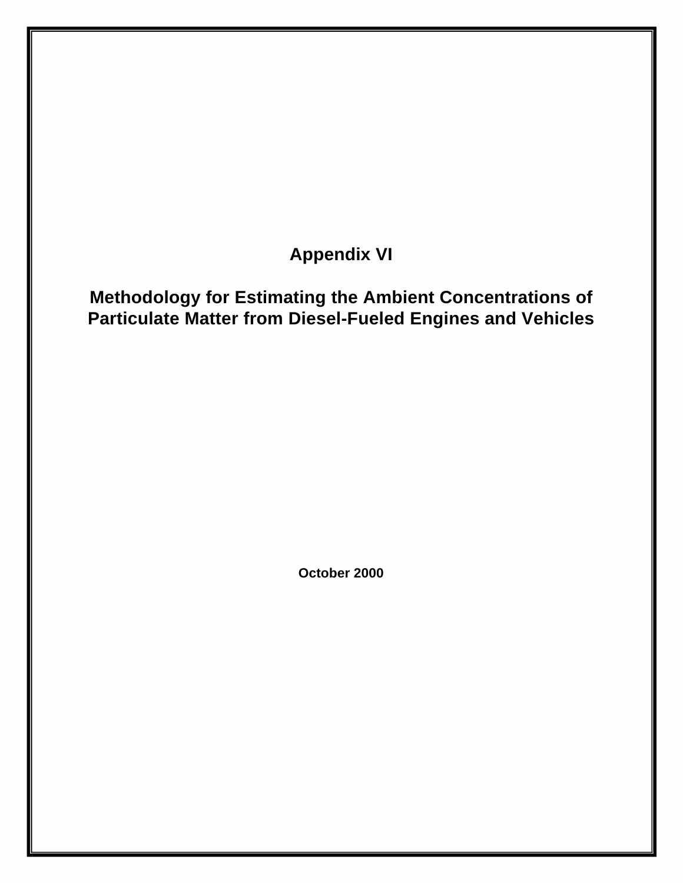# Appendix VI

# Methodology for Estimating the Ambient Concentrations of Particulate Matter from Diesel-Fueled Engines and Vehicles

**October 2000**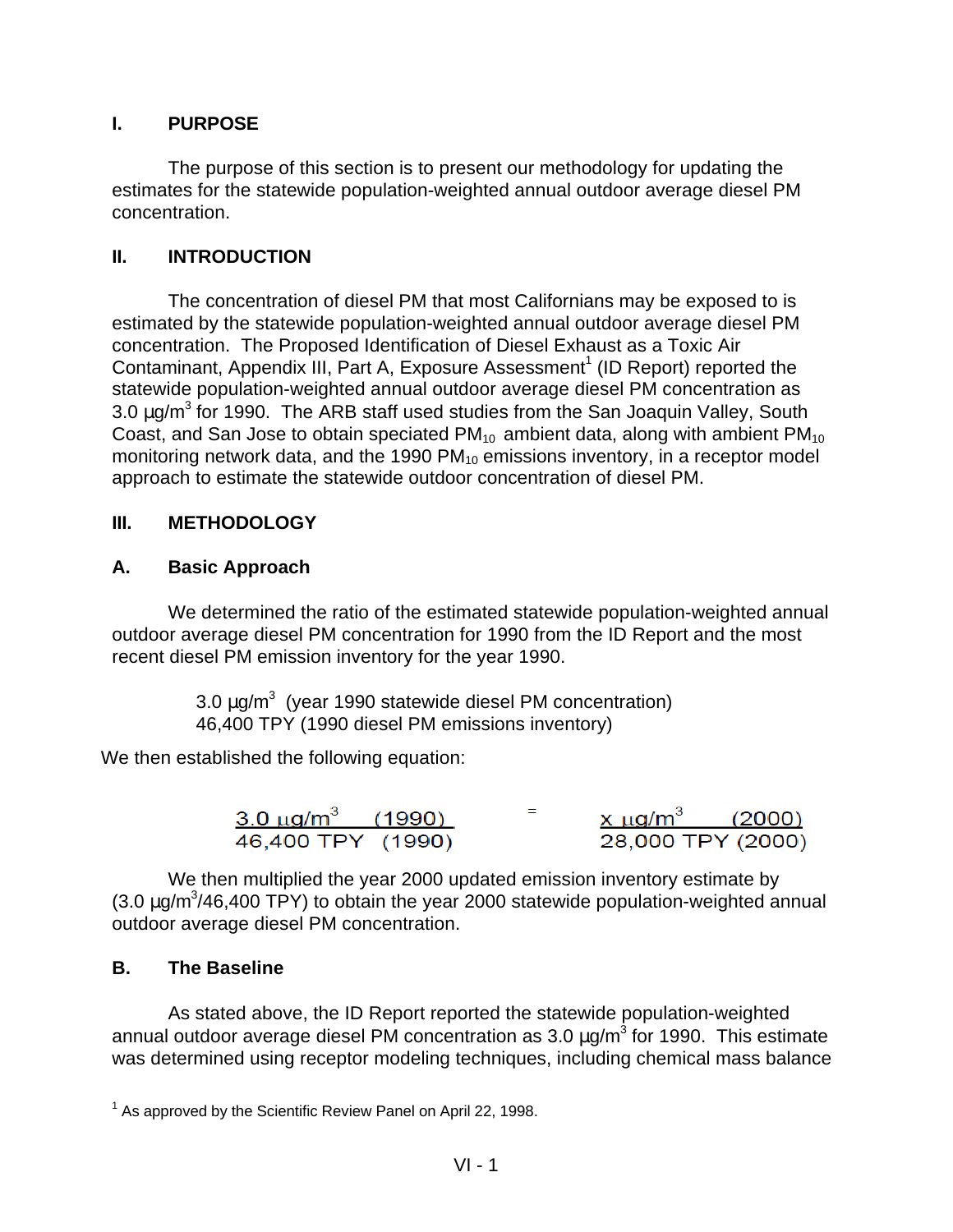## I. PURPOSE

The purpose of this section is to present our methodology for updating the estimates for the statewide population-weighted annual outdoor average diesel PM concentration.

## II. INTRODUCTION

The concentration of diesel PM that most Californians may be exposed to is estimated by the statewide population-weighted annual outdoor average diesel PM concentration. The Proposed Identification of Diesel Exhaust as a Toxic Air Contaminant, Appendix III, Part A, Exposure Assessment[1] (ID Report) reported the statewide population-weighted annual outdoor average diesel PM concentration as 3.0 µg/m$^3$ for 1990. The ARB staff used studies from the San Joaquin Valley, South Coast, and San Jose to obtain speciated $PM_{10}$ ambient data, along with ambient $PM_{10}$ monitoring network data, and the 1990 $PM_{10}$ emissions inventory, in a receptor model approach to estimate the statewide outdoor concentration of diesel PM.

## III. METHODOLOGY

### A. Basic Approach

We determined the ratio of the estimated statewide population-weighted annual outdoor average diesel PM concentration for 1990 from the ID Report and the most recent diesel PM emission inventory for the year 1990.

3.0 µg/m$^3$ (year 1990 statewide diesel PM concentration)
46,400 TPY (1990 diesel PM emissions inventory)

We then established the following equation:

$$\frac{3.0\ \mu g/m^3 \quad (1990)}{46{,}400\ \text{TPY} \quad (1990)} = \frac{x\ \mu g/m^3 \quad (2000)}{28{,}000\ \text{TPY}\ (2000)}$$

We then multiplied the year 2000 updated emission inventory estimate by (3.0 µg/m$^3$/46,400 TPY) to obtain the year 2000 statewide population-weighted annual outdoor average diesel PM concentration.

### B. The Baseline

As stated above, the ID Report reported the statewide population-weighted annual outdoor average diesel PM concentration as 3.0 µg/m$^3$ for 1990. This estimate was determined using receptor modeling techniques, including chemical mass balance

[1] As approved by the Scientific Review Panel on April 22, 1998.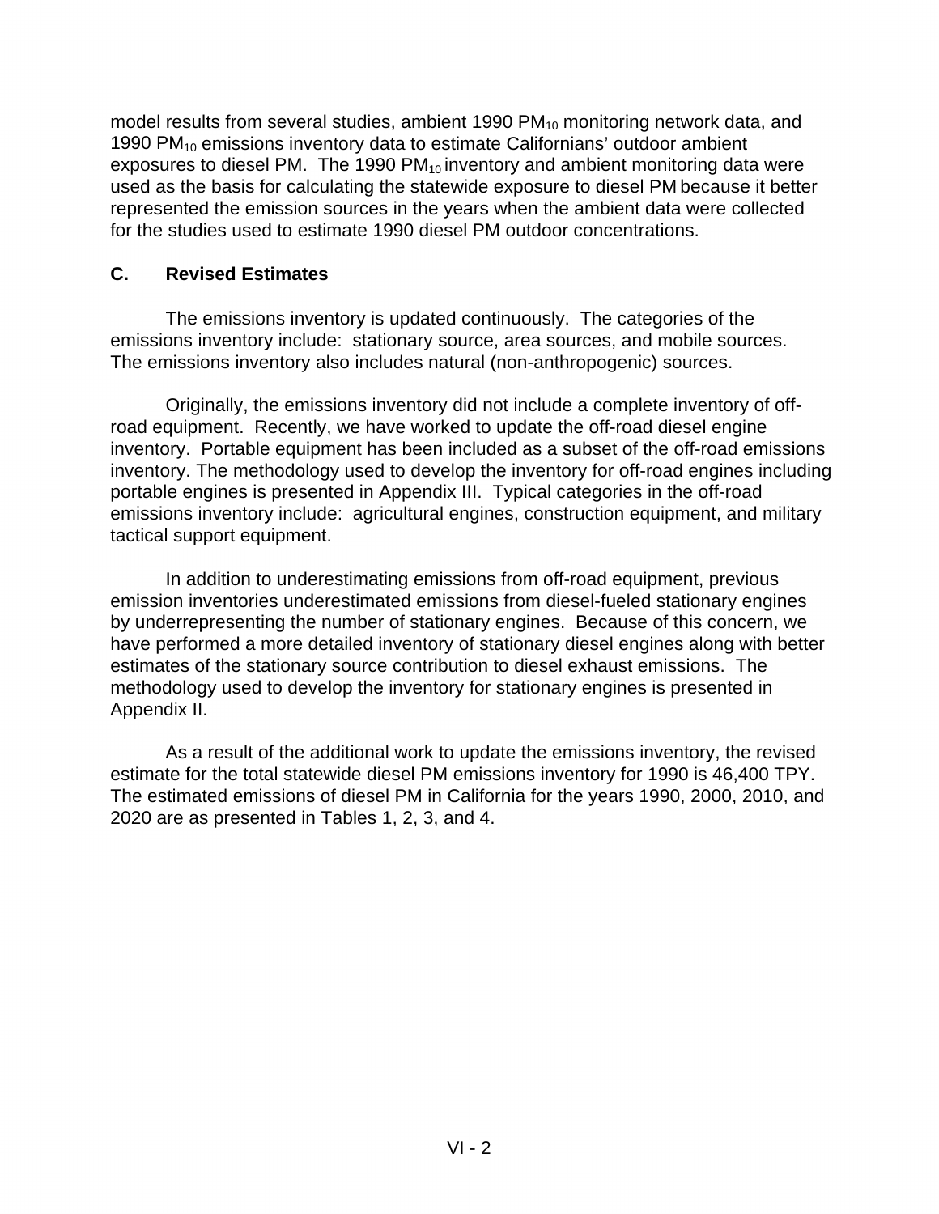model results from several studies, ambient 1990 $PM_{10}$ monitoring network data, and 1990 $PM_{10}$ emissions inventory data to estimate Californians' outdoor ambient exposures to diesel PM. The 1990 $PM_{10}$ inventory and ambient monitoring data were used as the basis for calculating the statewide exposure to diesel PM because it better represented the emission sources in the years when the ambient data were collected for the studies used to estimate 1990 diesel PM outdoor concentrations.

## C. Revised Estimates

The emissions inventory is updated continuously. The categories of the emissions inventory include: stationary source, area sources, and mobile sources. The emissions inventory also includes natural (non-anthropogenic) sources.

Originally, the emissions inventory did not include a complete inventory of off-road equipment. Recently, we have worked to update the off-road diesel engine inventory. Portable equipment has been included as a subset of the off-road emissions inventory. The methodology used to develop the inventory for off-road engines including portable engines is presented in Appendix III. Typical categories in the off-road emissions inventory include: agricultural engines, construction equipment, and military tactical support equipment.

In addition to underestimating emissions from off-road equipment, previous emission inventories underestimated emissions from diesel-fueled stationary engines by underrepresenting the number of stationary engines. Because of this concern, we have performed a more detailed inventory of stationary diesel engines along with better estimates of the stationary source contribution to diesel exhaust emissions. The methodology used to develop the inventory for stationary engines is presented in Appendix II.

As a result of the additional work to update the emissions inventory, the revised estimate for the total statewide diesel PM emissions inventory for 1990 is 46,400 TPY. The estimated emissions of diesel PM in California for the years 1990, 2000, 2010, and 2020 are as presented in Tables 1, 2, 3, and 4.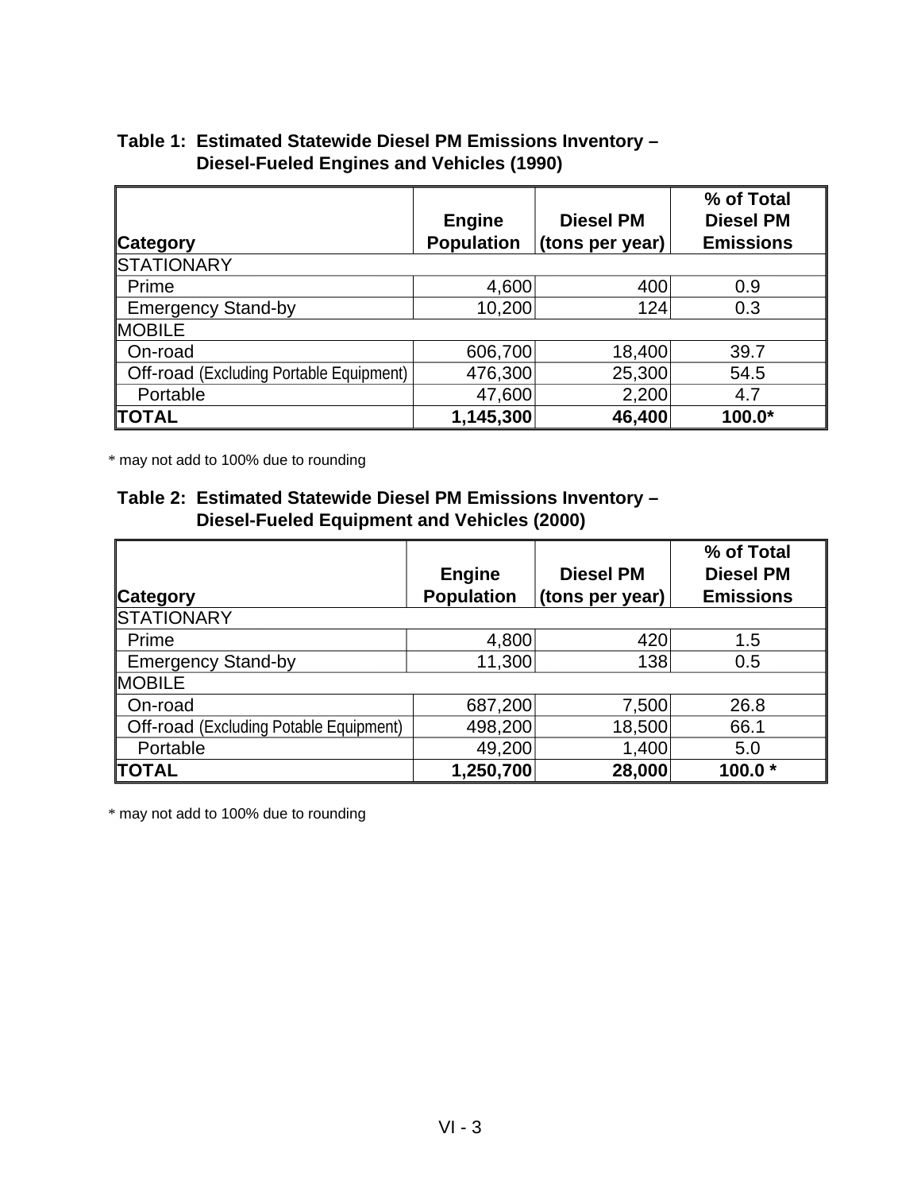**Table 1: Estimated Statewide Diesel PM Emissions Inventory – Diesel-Fueled Engines and Vehicles (1990)**

| Category | Engine Population | Diesel PM (tons per year) | % of Total Diesel PM Emissions |
|---|---|---|---|
| STATIONARY | | | |
| Prime | 4,600 | 400 | 0.9 |
| Emergency Stand-by | 10,200 | 124 | 0.3 |
| MOBILE | | | |
| On-road | 606,700 | 18,400 | 39.7 |
| Off-road (Excluding Portable Equipment) | 476,300 | 25,300 | 54.5 |
| Portable | 47,600 | 2,200 | 4.7 |
| **TOTAL** | **1,145,300** | **46,400** | **100.0*** |

\* may not add to 100% due to rounding

**Table 2: Estimated Statewide Diesel PM Emissions Inventory – Diesel-Fueled Equipment and Vehicles (2000)**

| Category | Engine Population | Diesel PM (tons per year) | % of Total Diesel PM Emissions |
|---|---|---|---|
| STATIONARY | | | |
| Prime | 4,800 | 420 | 1.5 |
| Emergency Stand-by | 11,300 | 138 | 0.5 |
| MOBILE | | | |
| On-road | 687,200 | 7,500 | 26.8 |
| Off-road (Excluding Potable Equipment) | 498,200 | 18,500 | 66.1 |
| Portable | 49,200 | 1,400 | 5.0 |
| **TOTAL** | **1,250,700** | **28,000** | **100.0 *** |

\* may not add to 100% due to rounding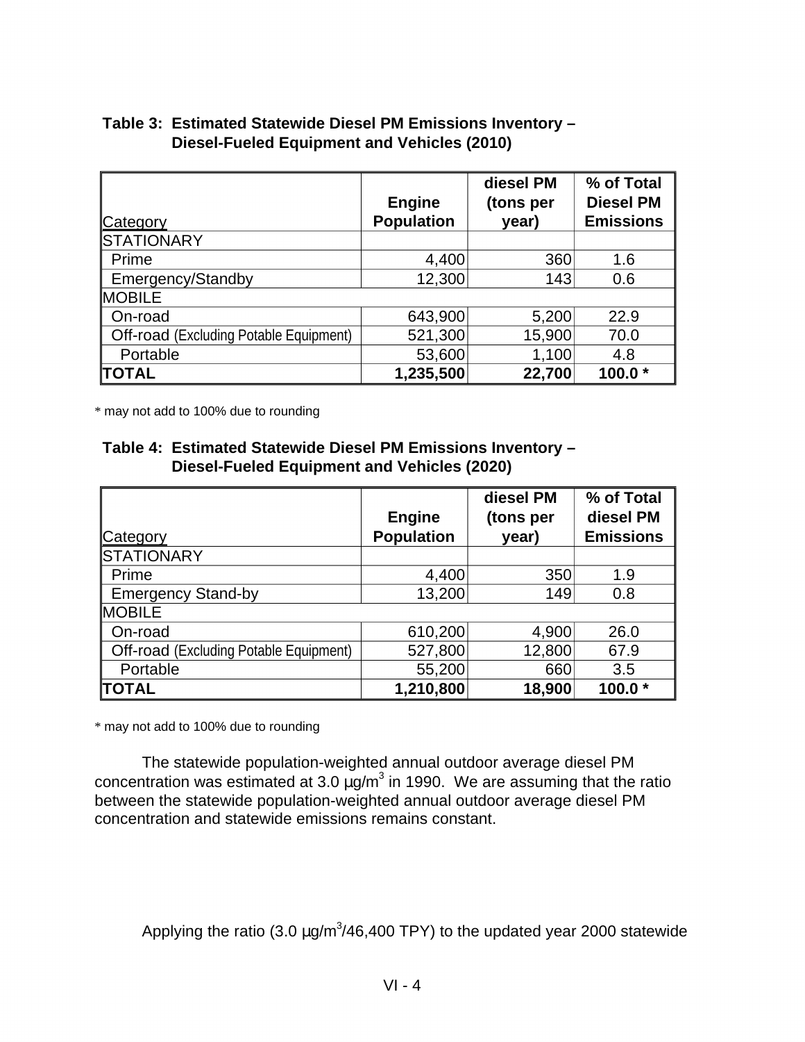**Table 3: Estimated Statewide Diesel PM Emissions Inventory – Diesel-Fueled Equipment and Vehicles (2010)**

| Category | Engine Population | diesel PM (tons per year) | % of Total Diesel PM Emissions |
|---|---|---|---|
| STATIONARY | | | |
| Prime | 4,400 | 360 | 1.6 |
| Emergency/Standby | 12,300 | 143 | 0.6 |
| MOBILE | | | |
| On-road | 643,900 | 5,200 | 22.9 |
| Off-road (Excluding Potable Equipment) | 521,300 | 15,900 | 70.0 |
| Portable | 53,600 | 1,100 | 4.8 |
| **TOTAL** | **1,235,500** | **22,700** | **100.0 *** |

* may not add to 100% due to rounding

**Table 4: Estimated Statewide Diesel PM Emissions Inventory – Diesel-Fueled Equipment and Vehicles (2020)**

| Category | Engine Population | diesel PM (tons per year) | % of Total diesel PM Emissions |
|---|---|---|---|
| STATIONARY | | | |
| Prime | 4,400 | 350 | 1.9 |
| Emergency Stand-by | 13,200 | 149 | 0.8 |
| MOBILE | | | |
| On-road | 610,200 | 4,900 | 26.0 |
| Off-road (Excluding Potable Equipment) | 527,800 | 12,800 | 67.9 |
| Portable | 55,200 | 660 | 3.5 |
| **TOTAL** | **1,210,800** | **18,900** | **100.0 *** |

* may not add to 100% due to rounding

The statewide population-weighted annual outdoor average diesel PM concentration was estimated at 3.0 µg/m$^3$ in 1990. We are assuming that the ratio between the statewide population-weighted annual outdoor average diesel PM concentration and statewide emissions remains constant.

Applying the ratio (3.0 µg/m$^3$/46,400 TPY) to the updated year 2000 statewide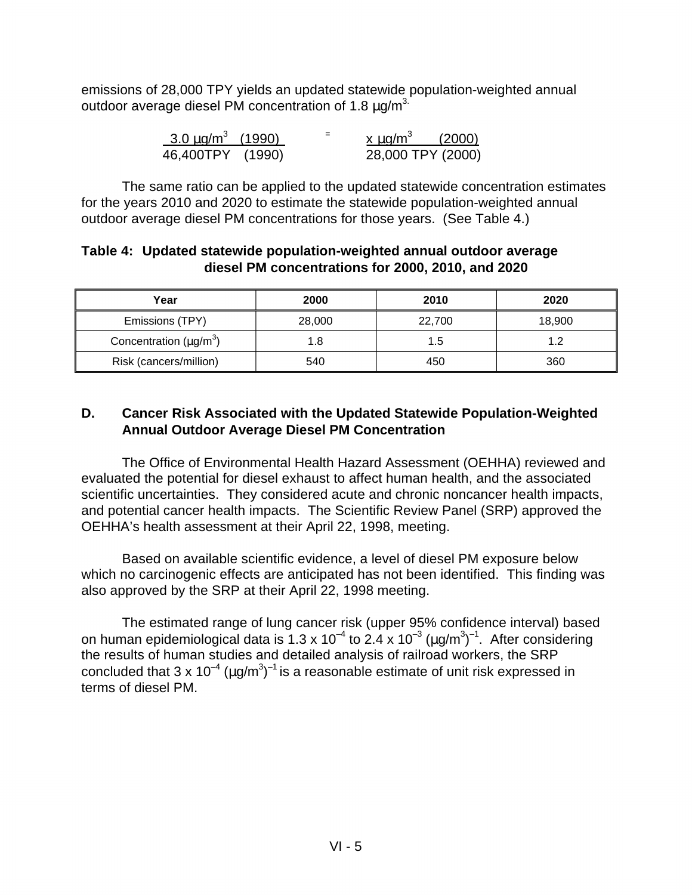emissions of 28,000 TPY yields an updated statewide population-weighted annual outdoor average diesel PM concentration of 1.8 µg/m$^3$.

$$\frac{3.0\ \mu g/m^3\ (1990)}{46{,}400\ TPY\ (1990)} = \frac{x\ \mu g/m^3\ (2000)}{28{,}000\ TPY\ (2000)}$$

The same ratio can be applied to the updated statewide concentration estimates for the years 2010 and 2020 to estimate the statewide population-weighted annual outdoor average diesel PM concentrations for those years. (See Table 4.)

**Table 4: Updated statewide population-weighted annual outdoor average diesel PM concentrations for 2000, 2010, and 2020**

| Year | 2000 | 2010 | 2020 |
|---|---|---|---|
| Emissions (TPY) | 28,000 | 22,700 | 18,900 |
| Concentration (µg/m$^3$) | 1.8 | 1.5 | 1.2 |
| Risk (cancers/million) | 540 | 450 | 360 |

## D. Cancer Risk Associated with the Updated Statewide Population-Weighted Annual Outdoor Average Diesel PM Concentration

The Office of Environmental Health Hazard Assessment (OEHHA) reviewed and evaluated the potential for diesel exhaust to affect human health, and the associated scientific uncertainties. They considered acute and chronic noncancer health impacts, and potential cancer health impacts. The Scientific Review Panel (SRP) approved the OEHHA's health assessment at their April 22, 1998, meeting.

Based on available scientific evidence, a level of diesel PM exposure below which no carcinogenic effects are anticipated has not been identified. This finding was also approved by the SRP at their April 22, 1998 meeting.

The estimated range of lung cancer risk (upper 95% confidence interval) based on human epidemiological data is $1.3 \times 10^{-4}$ to $2.4 \times 10^{-3}$ $(\mu g/m^3)^{-1}$. After considering the results of human studies and detailed analysis of railroad workers, the SRP concluded that $3 \times 10^{-4}$ $(\mu g/m^3)^{-1}$ is a reasonable estimate of unit risk expressed in terms of diesel PM.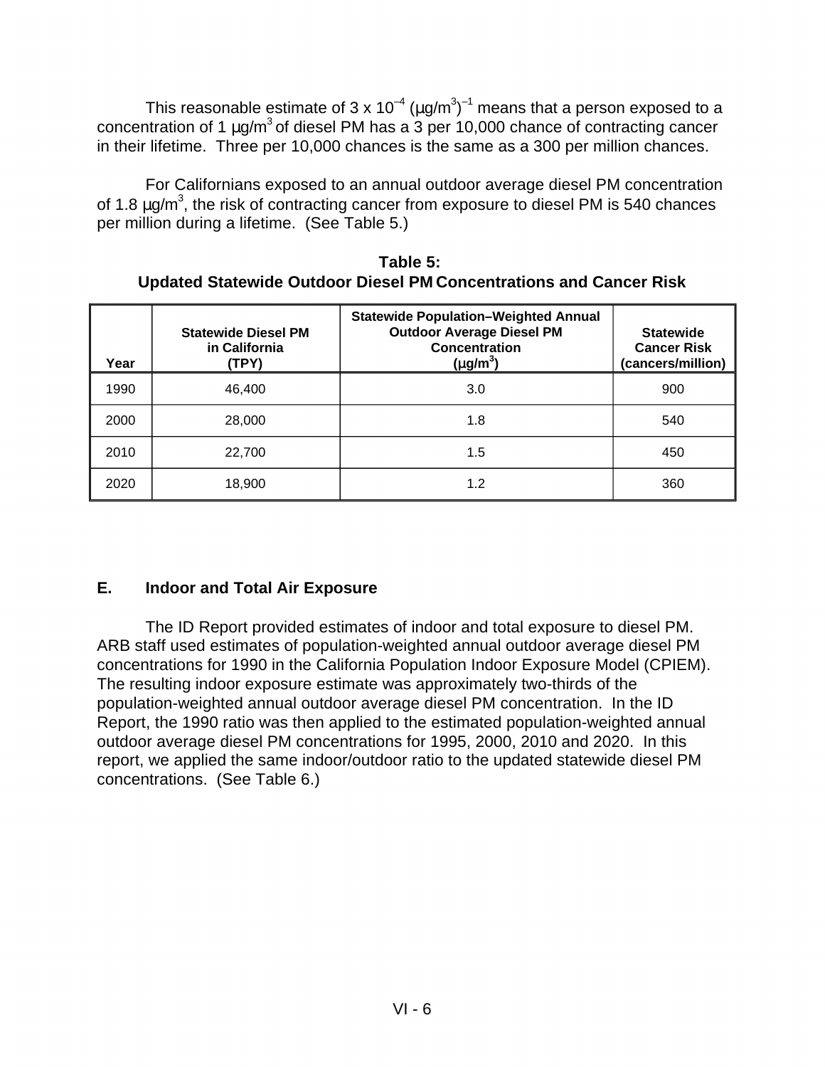This reasonable estimate of $3 \times 10^{-4}$ $(\mu g/m^3)^{-1}$ means that a person exposed to a concentration of 1 $\mu g/m^3$ of diesel PM has a 3 per 10,000 chance of contracting cancer in their lifetime. Three per 10,000 chances is the same as a 300 per million chances.

For Californians exposed to an annual outdoor average diesel PM concentration of 1.8 $\mu g/m^3$, the risk of contracting cancer from exposure to diesel PM is 540 chances per million during a lifetime. (See Table 5.)

**Table 5:**
**Updated Statewide Outdoor Diesel PM Concentrations and Cancer Risk**

| Year | Statewide Diesel PM in California (TPY) | Statewide Population–Weighted Annual Outdoor Average Diesel PM Concentration ($\mu g/m^3$) | Statewide Cancer Risk (cancers/million) |
|---|---|---|---|
| 1990 | 46,400 | 3.0 | 900 |
| 2000 | 28,000 | 1.8 | 540 |
| 2010 | 22,700 | 1.5 | 450 |
| 2020 | 18,900 | 1.2 | 360 |

## E. Indoor and Total Air Exposure

The ID Report provided estimates of indoor and total exposure to diesel PM. ARB staff used estimates of population-weighted annual outdoor average diesel PM concentrations for 1990 in the California Population Indoor Exposure Model (CPIEM). The resulting indoor exposure estimate was approximately two-thirds of the population-weighted annual outdoor average diesel PM concentration. In the ID Report, the 1990 ratio was then applied to the estimated population-weighted annual outdoor average diesel PM concentrations for 1995, 2000, 2010 and 2020. In this report, we applied the same indoor/outdoor ratio to the updated statewide diesel PM concentrations. (See Table 6.)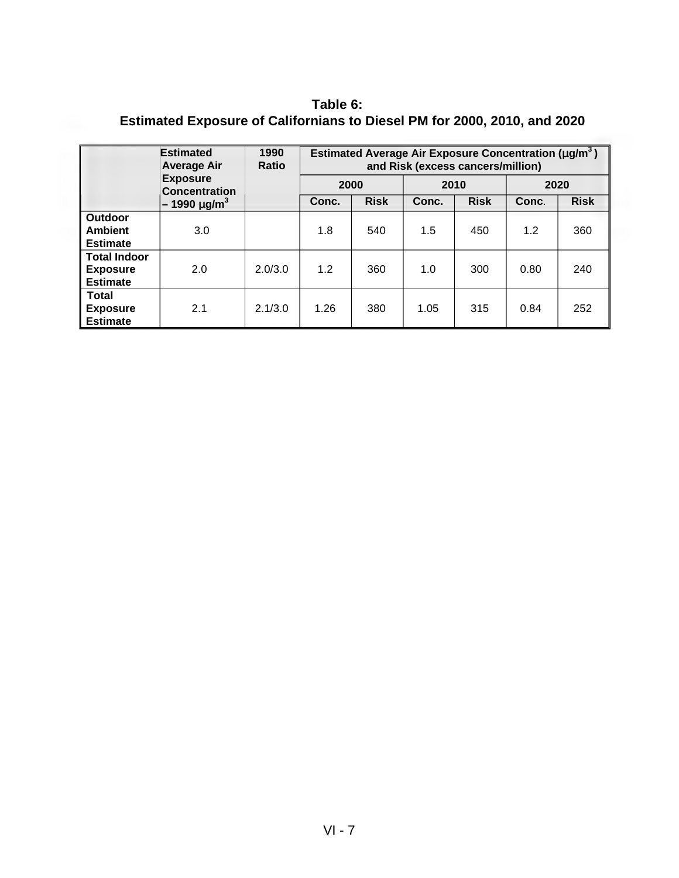**Table 6:**
**Estimated Exposure of Californians to Diesel PM for 2000, 2010, and 2020**

| | Estimated Average Air Exposure Concentration – 1990 µg/m$^3$ | 1990 Ratio | Estimated Average Air Exposure Concentration (µg/m$^3$) and Risk (excess cancers/million) | | | | | |
|---|---|---|---|---|---|---|---|---|
| | | | 2000 | | 2010 | | 2020 | |
| | | | Conc. | Risk | Conc. | Risk | Conc. | Risk |
| **Outdoor Ambient Estimate** | 3.0 | | 1.8 | 540 | 1.5 | 450 | 1.2 | 360 |
| **Total Indoor Exposure Estimate** | 2.0 | 2.0/3.0 | 1.2 | 360 | 1.0 | 300 | 0.80 | 240 |
| **Total Exposure Estimate** | 2.1 | 2.1/3.0 | 1.26 | 380 | 1.05 | 315 | 0.84 | 252 |